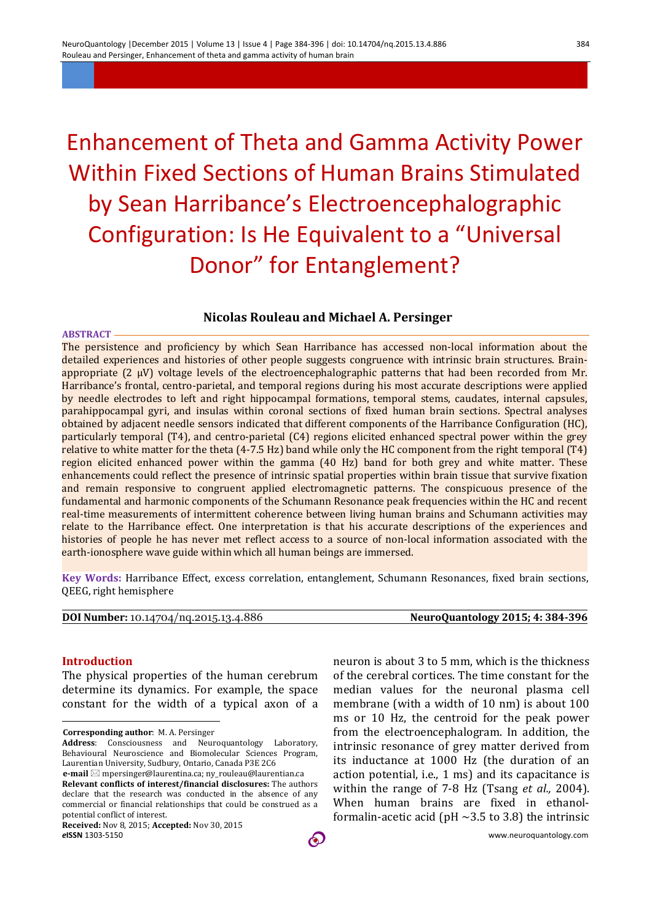# Enhancement of Theta and Gamma Activity Power Within Fixed Sections of Human Brains Stimulated by Sean Harribance's Electroencephalographic Configuration: Is He Equivalent to a "Universal Donor" for Entanglement?

**Nicolas Rouleau and Michael A. Persinger**

**ABSTRACT**

The persistence and proficiency by which Sean Harribance has accessed non-local information about the detailed experiences and histories of other people suggests congruence with intrinsic brain structures. Brain-appropriate (2 μV) voltage levels of the electroencephalographic patterns that had been recorded from Mr. Harribance's frontal, centro-parietal, and temporal regions during his most accurate descriptions were applied by needle electrodes to left and right hippocampal formations, temporal stems, caudates, internal capsules, parahippocampal gyri, and insulas within coronal sections of fixed human brain sections. Spectral analyses obtained by adjacent needle sensors indicated that different components of the Harribance Configuration (HC), particularly temporal (T4), and centro-parietal (C4) regions elicited enhanced spectral power within the grey relative to white matter for the theta (4-7.5 Hz) band while only the HC component from the right temporal (T4) region elicited enhanced power within the gamma (40 Hz) band for both grey and white matter. These enhancements could reflect the presence of intrinsic spatial properties within brain tissue that survive fixation and remain responsive to congruent applied electromagnetic patterns. The conspicuous presence of the fundamental and harmonic components of the Schumann Resonance peak frequencies within the HC and recent real-time measurements of intermittent coherence between living human brains and Schumann activities may relate to the Harribance effect. One interpretation is that his accurate descriptions of the experiences and histories of people he has never met reflect access to a source of non-local information associated with the earth-ionosphere wave guide within which all human beings are immersed.

**Key Words:** Harribance Effect, excess correlation, entanglement, Schumann Resonances, fixed brain sections, QEEG, right hemisphere

**DOI Number:** 10.14704/nq.2015.13.4.886 **NeuroQuantology 2015; 4: 384-396**

## Introduction

The physical properties of the human cerebrum determine its dynamics. For example, the space constant for the width of a typical axon of a neuron is about 3 to 5 mm, which is the thickness of the cerebral cortices. The time constant for the median values for the neuronal plasma cell membrane (with a width of 10 nm) is about 100 ms or 10 Hz, the centroid for the peak power from the electroencephalogram. In addition, the intrinsic resonance of grey matter derived from its inductance at 1000 Hz (the duration of an action potential, i.e., 1 ms) and its capacitance is within the range of 7-8 Hz (Tsang *et al.,* 2004). When human brains are fixed in ethanol-formalin-acetic acid (pH ~3.5 to 3.8) the intrinsic

**Corresponding author**: M. A. Persinger

**Address**: Consciousness and Neuroquantology Laboratory, Behavioural Neuroscience and Biomolecular Sciences Program, Laurentian University, Sudbury, Ontario, Canada P3E 2C6

**e-mail** mpersinger@laurentina.ca; ny_rouleau@laurentian.ca

**Relevant conflicts of interest/financial disclosures:** The authors declare that the research was conducted in the absence of any commercial or financial relationships that could be construed as a potential conflict of interest.

**Received:** Nov 8, 2015; **Accepted:** Nov 30, 2015

***e*ISSN** 1303-5150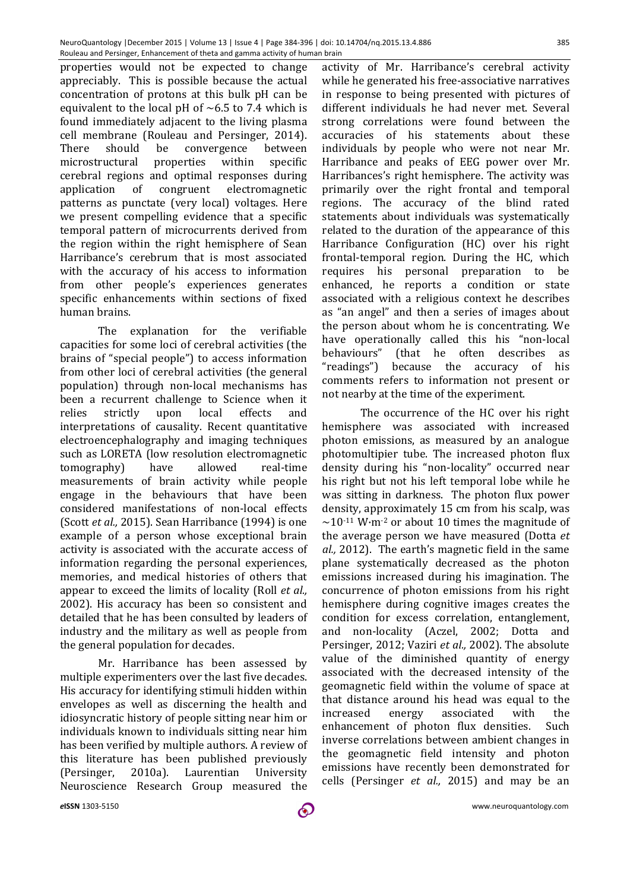properties would not be expected to change appreciably. This is possible because the actual concentration of protons at this bulk pH can be equivalent to the local pH of ~6.5 to 7.4 which is found immediately adjacent to the living plasma cell membrane (Rouleau and Persinger, 2014). There should be convergence between microstructural properties within specific cerebral regions and optimal responses during application of congruent electromagnetic patterns as punctate (very local) voltages. Here we present compelling evidence that a specific temporal pattern of microcurrents derived from the region within the right hemisphere of Sean Harribance's cerebrum that is most associated with the accuracy of his access to information from other people's experiences generates specific enhancements within sections of fixed human brains.

The explanation for the verifiable capacities for some loci of cerebral activities (the brains of "special people") to access information from other loci of cerebral activities (the general population) through non-local mechanisms has been a recurrent challenge to Science when it relies strictly upon local effects and interpretations of causality. Recent quantitative electroencephalography and imaging techniques such as LORETA (low resolution electromagnetic tomography) have allowed real-time measurements of brain activity while people engage in the behaviours that have been considered manifestations of non-local effects (Scott *et al.,* 2015). Sean Harribance (1994) is one example of a person whose exceptional brain activity is associated with the accurate access of information regarding the personal experiences, memories, and medical histories of others that appear to exceed the limits of locality (Roll *et al.,* 2002). His accuracy has been so consistent and detailed that he has been consulted by leaders of industry and the military as well as people from the general population for decades.

Mr. Harribance has been assessed by multiple experimenters over the last five decades. His accuracy for identifying stimuli hidden within envelopes as well as discerning the health and idiosyncratic history of people sitting near him or individuals known to individuals sitting near him has been verified by multiple authors. A review of this literature has been published previously (Persinger, 2010a). Laurentian University Neuroscience Research Group measured the activity of Mr. Harribance's cerebral activity while he generated his free-associative narratives in response to being presented with pictures of different individuals he had never met. Several strong correlations were found between the accuracies of his statements about these individuals by people who were not near Mr. Harribance and peaks of EEG power over Mr. Harribances's right hemisphere. The activity was primarily over the right frontal and temporal regions. The accuracy of the blind rated statements about individuals was systematically related to the duration of the appearance of this Harribance Configuration (HC) over his right frontal-temporal region. During the HC, which requires his personal preparation to be enhanced, he reports a condition or state associated with a religious context he describes as "an angel" and then a series of images about the person about whom he is concentrating. We have operationally called this his "non-local behaviours" (that he often describes as "readings") because the accuracy of his comments refers to information not present or not nearby at the time of the experiment.

The occurrence of the HC over his right hemisphere was associated with increased photon emissions, as measured by an analogue photomultipier tube. The increased photon flux density during his "non-locality" occurred near his right but not his left temporal lobe while he was sitting in darkness. The photon flux power density, approximately 15 cm from his scalp, was $\sim 10^{-11}$ $W \cdot m^{-2}$ or about 10 times the magnitude of the average person we have measured (Dotta *et al.,* 2012). The earth's magnetic field in the same plane systematically decreased as the photon emissions increased during his imagination. The concurrence of photon emissions from his right hemisphere during cognitive images creates the condition for excess correlation, entanglement, and non-locality (Aczel, 2002; Dotta and Persinger, 2012; Vaziri *et al.,* 2002). The absolute value of the diminished quantity of energy associated with the decreased intensity of the geomagnetic field within the volume of space at that distance around his head was equal to the increased energy associated with the enhancement of photon flux densities. Such inverse correlations between ambient changes in the geomagnetic field intensity and photon emissions have recently been demonstrated for cells (Persinger *et al.,* 2015) and may be an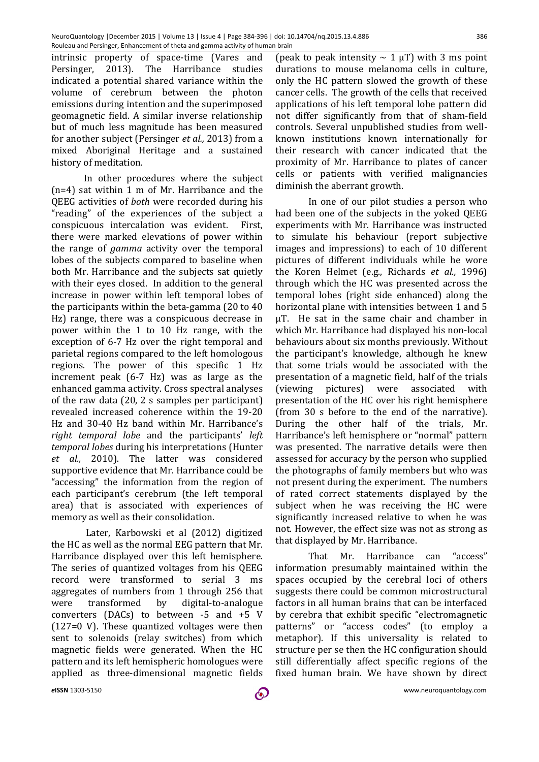intrinsic property of space-time (Vares and Persinger, 2013). The Harribance studies indicated a potential shared variance within the volume of cerebrum between the photon emissions during intention and the superimposed geomagnetic field. A similar inverse relationship but of much less magnitude has been measured for another subject (Persinger *et al.,* 2013) from a mixed Aboriginal Heritage and a sustained history of meditation.

In other procedures where the subject (n=4) sat within 1 m of Mr. Harribance and the QEEG activities of *both* were recorded during his "reading" of the experiences of the subject a conspicuous intercalation was evident. First, there were marked elevations of power within the range of *gamma* activity over the temporal lobes of the subjects compared to baseline when both Mr. Harribance and the subjects sat quietly with their eyes closed. In addition to the general increase in power within left temporal lobes of the participants within the beta-gamma (20 to 40 Hz) range, there was a conspicuous decrease in power within the 1 to 10 Hz range, with the exception of 6-7 Hz over the right temporal and parietal regions compared to the left homologous regions. The power of this specific 1 Hz increment peak (6-7 Hz) was as large as the enhanced gamma activity. Cross spectral analyses of the raw data (20, 2 s samples per participant) revealed increased coherence within the 19-20 Hz and 30-40 Hz band within Mr. Harribance's *right temporal lobe* and the participants' *left temporal lobes* during his interpretations (Hunter *et al.,* 2010). The latter was considered supportive evidence that Mr. Harribance could be "accessing" the information from the region of each participant's cerebrum (the left temporal area) that is associated with experiences of memory as well as their consolidation.

Later, Karbowski et al (2012) digitized the HC as well as the normal EEG pattern that Mr. Harribance displayed over this left hemisphere. The series of quantized voltages from his QEEG record were transformed to serial 3 ms aggregates of numbers from 1 through 256 that were transformed by digital-to-analogue converters (DACs) to between -5 and +5 V (127=0 V). These quantized voltages were then sent to solenoids (relay switches) from which magnetic fields were generated. When the HC pattern and its left hemispheric homologues were applied as three-dimensional magnetic fields (peak to peak intensity $\sim$ 1 μT) with 3 ms point durations to mouse melanoma cells in culture, only the HC pattern slowed the growth of these cancer cells. The growth of the cells that received applications of his left temporal lobe pattern did not differ significantly from that of sham-field controls. Several unpublished studies from well-known institutions known internationally for their research with cancer indicated that the proximity of Mr. Harribance to plates of cancer cells or patients with verified malignancies diminish the aberrant growth.

In one of our pilot studies a person who had been one of the subjects in the yoked QEEG experiments with Mr. Harribance was instructed to simulate his behaviour (report subjective images and impressions) to each of 10 different pictures of different individuals while he wore the Koren Helmet (e.g., Richards *et al.,* 1996) through which the HC was presented across the temporal lobes (right side enhanced) along the horizontal plane with intensities between 1 and 5 μT. He sat in the same chair and chamber in which Mr. Harribance had displayed his non-local behaviours about six months previously. Without the participant's knowledge, although he knew that some trials would be associated with the presentation of a magnetic field, half of the trials (viewing pictures) were associated with presentation of the HC over his right hemisphere (from 30 s before to the end of the narrative). During the other half of the trials, Mr. Harribance's left hemisphere or "normal" pattern was presented. The narrative details were then assessed for accuracy by the person who supplied the photographs of family members but who was not present during the experiment. The numbers of rated correct statements displayed by the subject when he was receiving the HC were significantly increased relative to when he was not. However, the effect size was not as strong as that displayed by Mr. Harribance.

That Mr. Harribance can "access" information presumably maintained within the spaces occupied by the cerebral loci of others suggests there could be common microstructural factors in all human brains that can be interfaced by cerebra that exhibit specific "electromagnetic patterns" or "access codes" (to employ a metaphor). If this universality is related to structure per se then the HC configuration should still differentially affect specific regions of the fixed human brain. We have shown by direct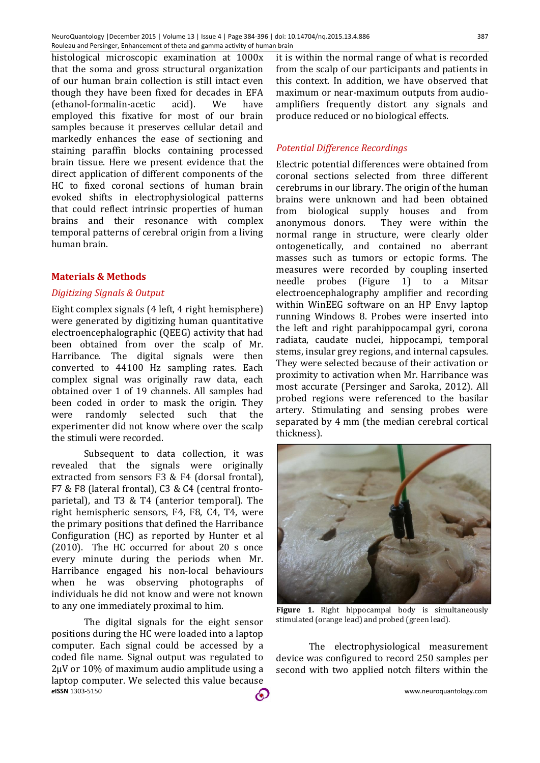histological microscopic examination at 1000x that the soma and gross structural organization of our human brain collection is still intact even though they have been fixed for decades in EFA (ethanol-formalin-acetic acid). We have employed this fixative for most of our brain samples because it preserves cellular detail and markedly enhances the ease of sectioning and staining paraffin blocks containing processed brain tissue. Here we present evidence that the direct application of different components of the HC to fixed coronal sections of human brain evoked shifts in electrophysiological patterns that could reflect intrinsic properties of human brains and their resonance with complex temporal patterns of cerebral origin from a living human brain.

## Materials & Methods

### *Digitizing Signals & Output*

Eight complex signals (4 left, 4 right hemisphere) were generated by digitizing human quantitative electroencephalographic (QEEG) activity that had been obtained from over the scalp of Mr. Harribance. The digital signals were then converted to 44100 Hz sampling rates. Each complex signal was originally raw data, each obtained over 1 of 19 channels. All samples had been coded in order to mask the origin. They were randomly selected such that the experimenter did not know where over the scalp the stimuli were recorded.

Subsequent to data collection, it was revealed that the signals were originally extracted from sensors F3 & F4 (dorsal frontal), F7 & F8 (lateral frontal), C3 & C4 (central fronto-parietal), and T3 & T4 (anterior temporal). The right hemispheric sensors, F4, F8, C4, T4, were the primary positions that defined the Harribance Configuration (HC) as reported by Hunter et al (2010). The HC occurred for about 20 s once every minute during the periods when Mr. Harribance engaged his non-local behaviours when he was observing photographs of individuals he did not know and were not known to any one immediately proximal to him.

The digital signals for the eight sensor positions during the HC were loaded into a laptop computer. Each signal could be accessed by a coded file name. Signal output was regulated to 2μV or 10% of maximum audio amplitude using a laptop computer. We selected this value because it is within the normal range of what is recorded from the scalp of our participants and patients in this context. In addition, we have observed that maximum or near-maximum outputs from audio-amplifiers frequently distort any signals and produce reduced or no biological effects.

### *Potential Difference Recordings*

Electric potential differences were obtained from coronal sections selected from three different cerebrums in our library. The origin of the human brains were unknown and had been obtained from biological supply houses and from anonymous donors. They were within the normal range in structure, were clearly older ontogenetically, and contained no aberrant masses such as tumors or ectopic forms. The measures were recorded by coupling inserted needle probes (Figure 1) to a Mitsar electroencephalography amplifier and recording within WinEEG software on an HP Envy laptop running Windows 8. Probes were inserted into the left and right parahippocampal gyri, corona radiata, caudate nuclei, hippocampi, temporal stems, insular grey regions, and internal capsules. They were selected because of their activation or proximity to activation when Mr. Harribance was most accurate (Persinger and Saroka, 2012). All probed regions were referenced to the basilar artery. Stimulating and sensing probes were separated by 4 mm (the median cerebral cortical thickness).

**Figure 1.** Right hippocampal body is simultaneously stimulated (orange lead) and probed (green lead).

The electrophysiological measurement device was configured to record 250 samples per second with two applied notch filters within the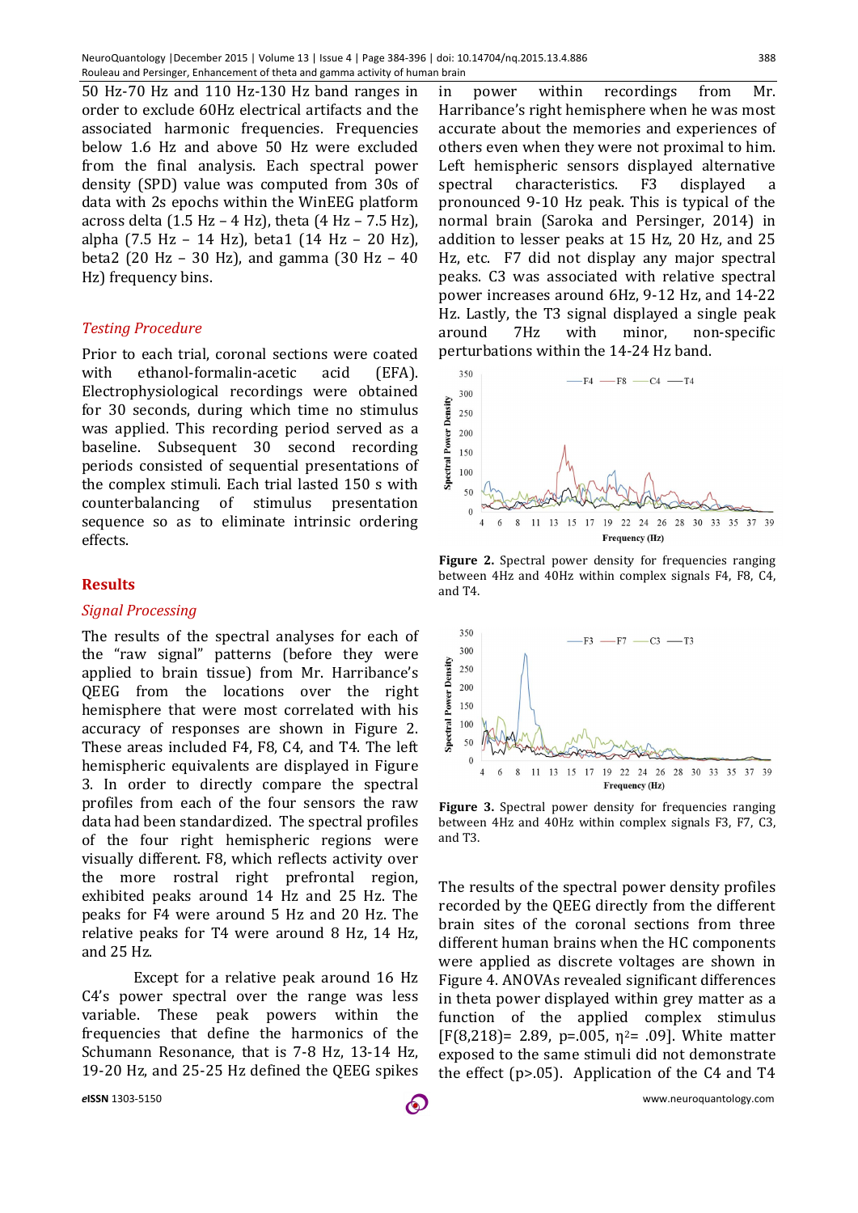50 Hz-70 Hz and 110 Hz-130 Hz band ranges in order to exclude 60Hz electrical artifacts and the associated harmonic frequencies. Frequencies below 1.6 Hz and above 50 Hz were excluded from the final analysis. Each spectral power density (SPD) value was computed from 30s of data with 2s epochs within the WinEEG platform across delta (1.5 Hz – 4 Hz), theta (4 Hz – 7.5 Hz), alpha (7.5 Hz – 14 Hz), beta1 (14 Hz – 20 Hz), beta2 (20 Hz – 30 Hz), and gamma (30 Hz – 40 Hz) frequency bins.

### *Testing Procedure*

Prior to each trial, coronal sections were coated with ethanol-formalin-acetic acid (EFA). Electrophysiological recordings were obtained for 30 seconds, during which time no stimulus was applied. This recording period served as a baseline. Subsequent 30 second recording periods consisted of sequential presentations of the complex stimuli. Each trial lasted 150 s with counterbalancing of stimulus presentation sequence so as to eliminate intrinsic ordering effects.

## Results

### *Signal Processing*

The results of the spectral analyses for each of the "raw signal" patterns (before they were applied to brain tissue) from Mr. Harribance's QEEG from the locations over the right hemisphere that were most correlated with his accuracy of responses are shown in Figure 2. These areas included F4, F8, C4, and T4. The left hemispheric equivalents are displayed in Figure 3. In order to directly compare the spectral profiles from each of the four sensors the raw data had been standardized. The spectral profiles of the four right hemispheric regions were visually different. F8, which reflects activity over the more rostral right prefrontal region, exhibited peaks around 14 Hz and 25 Hz. The peaks for F4 were around 5 Hz and 20 Hz. The relative peaks for T4 were around 8 Hz, 14 Hz, and 25 Hz.

Except for a relative peak around 16 Hz C4's power spectral over the range was less variable. These peak powers within the frequencies that define the harmonics of the Schumann Resonance, that is 7-8 Hz, 13-14 Hz, 19-20 Hz, and 25-25 Hz defined the QEEG spikes in power within recordings from Mr. Harribance's right hemisphere when he was most accurate about the memories and experiences of others even when they were not proximal to him. Left hemispheric sensors displayed alternative spectral characteristics. F3 displayed a pronounced 9-10 Hz peak. This is typical of the normal brain (Saroka and Persinger, 2014) in addition to lesser peaks at 15 Hz, 20 Hz, and 25 Hz, etc. F7 did not display any major spectral peaks. C3 was associated with relative spectral power increases around 6Hz, 9-12 Hz, and 14-22 Hz. Lastly, the T3 signal displayed a single peak around 7Hz with minor, non-specific perturbations within the 14-24 Hz band.

**Figure 2.** Spectral power density for frequencies ranging between 4Hz and 40Hz within complex signals F4, F8, C4, and T4.

**Figure 3.** Spectral power density for frequencies ranging between 4Hz and 40Hz within complex signals F3, F7, C3, and T3.

The results of the spectral power density profiles recorded by the QEEG directly from the different brain sites of the coronal sections from three different human brains when the HC components were applied as discrete voltages are shown in Figure 4. ANOVAs revealed significant differences in theta power displayed within grey matter as a function of the applied complex stimulus [$F(8,218)= 2.89$, $p=.005$, $\eta^2= .09$]. White matter exposed to the same stimuli did not demonstrate the effect ($p>.05$). Application of the C4 and T4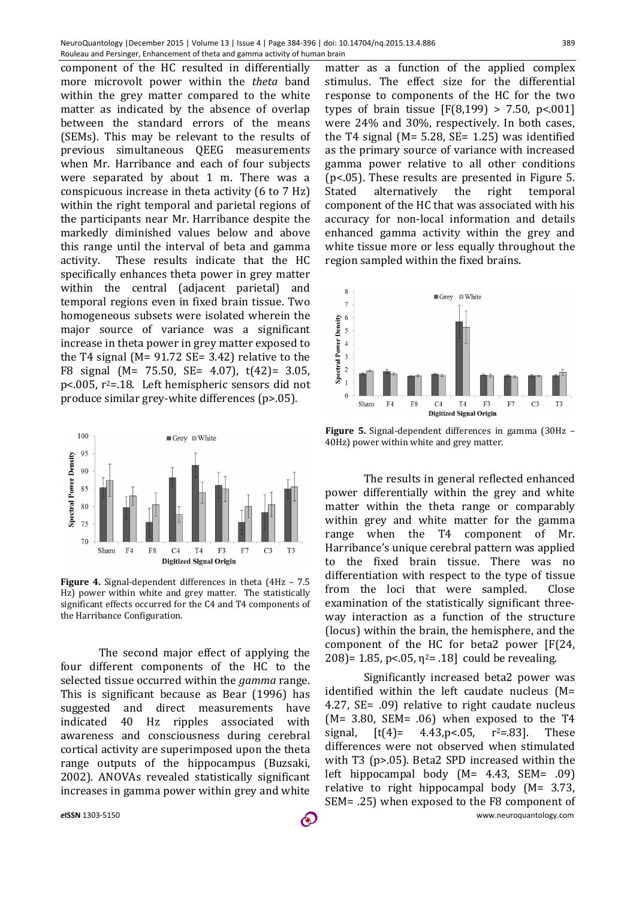component of the HC resulted in differentially more microvolt power within the *theta* band within the grey matter compared to the white matter as indicated by the absence of overlap between the standard errors of the means (SEMs). This may be relevant to the results of previous simultaneous QEEG measurements when Mr. Harribance and each of four subjects were separated by about 1 m. There was a conspicuous increase in theta activity (6 to 7 Hz) within the right temporal and parietal regions of the participants near Mr. Harribance despite the markedly diminished values below and above this range until the interval of beta and gamma activity. These results indicate that the HC specifically enhances theta power in grey matter within the central (adjacent parietal) and temporal regions even in fixed brain tissue. Two homogeneous subsets were isolated wherein the major source of variance was a significant increase in theta power in grey matter exposed to the T4 signal (M= 91.72 SE= 3.42) relative to the F8 signal (M= 75.50, SE= 4.07), $t(42)= 3.05$, $p<.005$, $r^2=.18$. Left hemispheric sensors did not produce similar grey-white differences ($p>.05$).

**Figure 4.** Signal-dependent differences in theta (4Hz – 7.5 Hz) power within white and grey matter. The statistically significant effects occurred for the C4 and T4 components of the Harribance Configuration.

The second major effect of applying the four different components of the HC to the selected tissue occurred within the *gamma* range. This is significant because as Bear (1996) has suggested and direct measurements have indicated 40 Hz ripples associated with awareness and consciousness during cerebral cortical activity are superimposed upon the theta range outputs of the hippocampus (Buzsaki, 2002). ANOVAs revealed statistically significant increases in gamma power within grey and white matter as a function of the applied complex stimulus. The effect size for the differential response to components of the HC for the two types of brain tissue [$F(8,199) > 7.50$, $p<.001$] were 24% and 30%, respectively. In both cases, the T4 signal (M= 5.28, SE= 1.25) was identified as the primary source of variance with increased gamma power relative to all other conditions ($p<.05$). These results are presented in Figure 5. Stated alternatively the right temporal component of the HC that was associated with his accuracy for non-local information and details enhanced gamma activity within the grey and white tissue more or less equally throughout the region sampled within the fixed brains.

**Figure 5.** Signal-dependent differences in gamma (30Hz – 40Hz) power within white and grey matter.

The results in general reflected enhanced power differentially within the grey and white matter within the theta range or comparably within grey and white matter for the gamma range when the T4 component of Mr. Harribance's unique cerebral pattern was applied to the fixed brain tissue. There was no differentiation with respect to the type of tissue from the loci that were sampled. Close examination of the statistically significant three-way interaction as a function of the structure (locus) within the brain, the hemisphere, and the component of the HC for beta2 power [$F(24, 208)= 1.85$, $p<.05$, $\eta^2= .18$] could be revealing.

Significantly increased beta2 power was identified within the left caudate nucleus (M= 4.27, SE= .09) relative to right caudate nucleus (M= 3.80, SEM= .06) when exposed to the T4 signal, [$t(4)= 4.43$, $p<.05$, $r^2=.83$]. These differences were not observed when stimulated with T3 ($p>.05$). Beta2 SPD increased within the left hippocampal body (M= 4.43, SEM= .09) relative to right hippocampal body (M= 3.73, SEM= .25) when exposed to the F8 component of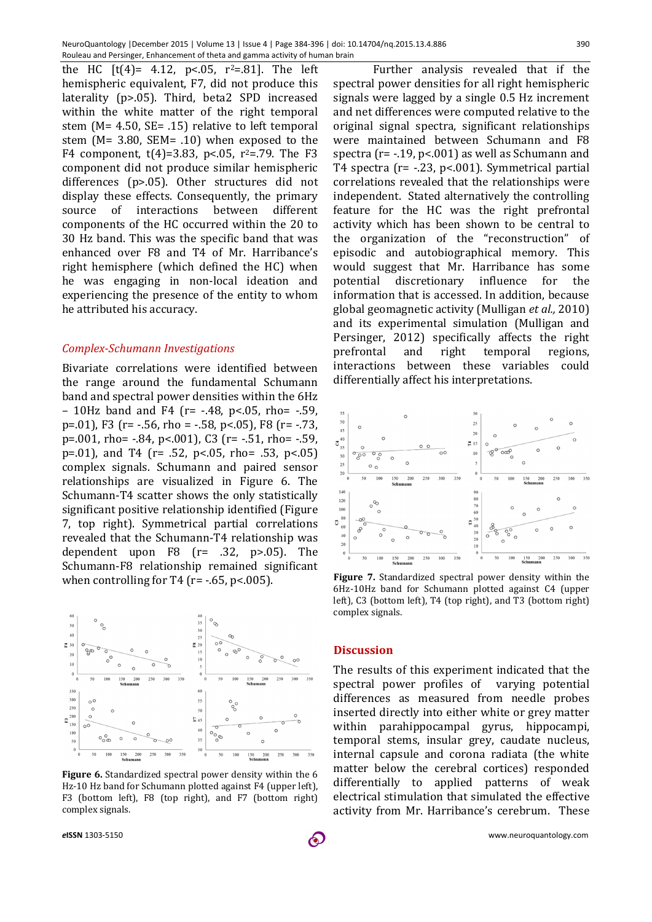the HC [$t(4)$= 4.12, $p<.05$, $r^2$=.81]. The left hemispheric equivalent, F7, did not produce this laterality ($p>.05$). Third, beta2 SPD increased within the white matter of the right temporal stem (M= 4.50, SE= .15) relative to left temporal stem (M= 3.80, SEM= .10) when exposed to the F4 component, $t(4)$=3.83, $p<.05$, $r^2$=.79. The F3 component did not produce similar hemispheric differences ($p>.05$). Other structures did not display these effects. Consequently, the primary source of interactions between different components of the HC occurred within the 20 to 30 Hz band. This was the specific band that was enhanced over F8 and T4 of Mr. Harribance's right hemisphere (which defined the HC) when he was engaging in non-local ideation and experiencing the presence of the entity to whom he attributed his accuracy.

### *Complex-Schumann Investigations*

Bivariate correlations were identified between the range around the fundamental Schumann band and spectral power densities within the 6Hz – 10Hz band and F4 (r= -.48, $p<.05$, rho= -.59, p=.01), F3 (r= -.56, rho = -.58, $p<.05$), F8 (r= -.73, p=.001, rho= -.84, $p<.001$), C3 (r= -.51, rho= -.59, p=.01), and T4 (r= .52, $p<.05$, rho= .53, $p<.05$) complex signals. Schumann and paired sensor relationships are visualized in Figure 6. The Schumann-T4 scatter shows the only statistically significant positive relationship identified (Figure 7, top right). Symmetrical partial correlations revealed that the Schumann-T4 relationship was dependent upon F8 (r= .32, $p>.05$). The Schumann-F8 relationship remained significant when controlling for T4 (r= -.65, $p<.005$).

**Figure 6.** Standardized spectral power density within the 6 Hz-10 Hz band for Schumann plotted against F4 (upper left), F3 (bottom left), F8 (top right), and F7 (bottom right) complex signals.

Further analysis revealed that if the spectral power densities for all right hemispheric signals were lagged by a single 0.5 Hz increment and net differences were computed relative to the original signal spectra, significant relationships were maintained between Schumann and F8 spectra (r= -.19, $p<.001$) as well as Schumann and T4 spectra (r= -.23, $p<.001$). Symmetrical partial correlations revealed that the relationships were independent. Stated alternatively the controlling feature for the HC was the right prefrontal activity which has been shown to be central to the organization of the "reconstruction" of episodic and autobiographical memory. This would suggest that Mr. Harribance has some potential discretionary influence for the information that is accessed. In addition, because global geomagnetic activity (Mulligan *et al.,* 2010) and its experimental simulation (Mulligan and Persinger, 2012) specifically affects the right prefrontal and right temporal regions, interactions between these variables could differentially affect his interpretations.

**Figure 7.** Standardized spectral power density within the 6Hz-10Hz band for Schumann plotted against C4 (upper left), C3 (bottom left), T4 (top right), and T3 (bottom right) complex signals.

## Discussion

The results of this experiment indicated that the spectral power profiles of varying potential differences as measured from needle probes inserted directly into either white or grey matter within parahippocampal gyrus, hippocampi, temporal stems, insular grey, caudate nucleus, internal capsule and corona radiata (the white matter below the cerebral cortices) responded differentially to applied patterns of weak electrical stimulation that simulated the effective activity from Mr. Harribance's cerebrum. These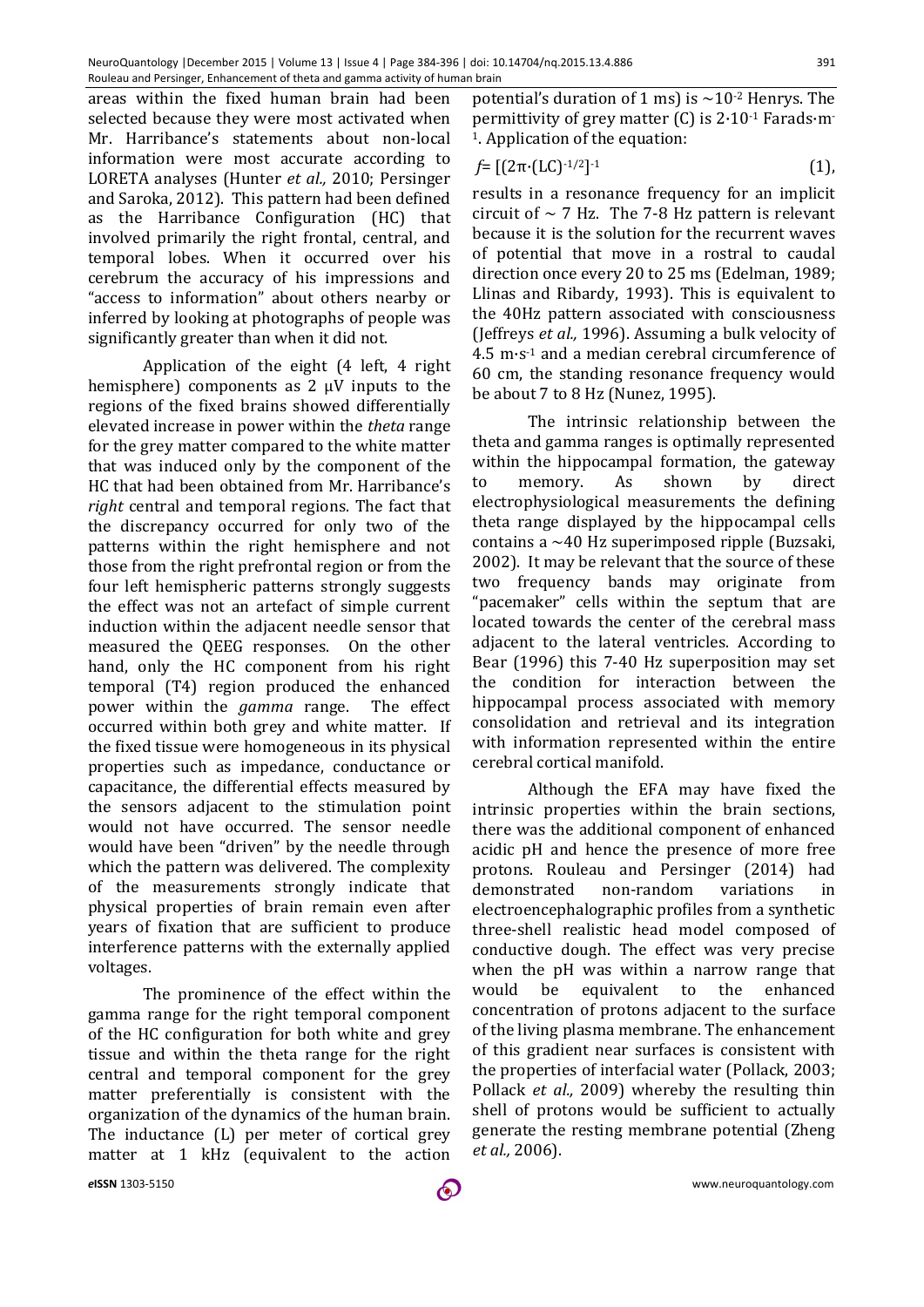areas within the fixed human brain had been selected because they were most activated when Mr. Harribance's statements about non-local information were most accurate according to LORETA analyses (Hunter *et al.,* 2010; Persinger and Saroka, 2012). This pattern had been defined as the Harribance Configuration (HC) that involved primarily the right frontal, central, and temporal lobes. When it occurred over his cerebrum the accuracy of his impressions and "access to information" about others nearby or inferred by looking at photographs of people was significantly greater than when it did not.

Application of the eight (4 left, 4 right hemisphere) components as 2 μV inputs to the regions of the fixed brains showed differentially elevated increase in power within the *theta* range for the grey matter compared to the white matter that was induced only by the component of the HC that had been obtained from Mr. Harribance's *right* central and temporal regions. The fact that the discrepancy occurred for only two of the patterns within the right hemisphere and not those from the right prefrontal region or from the four left hemispheric patterns strongly suggests the effect was not an artefact of simple current induction within the adjacent needle sensor that measured the QEEG responses. On the other hand, only the HC component from his right temporal (T4) region produced the enhanced power within the *gamma* range. The effect occurred within both grey and white matter. If the fixed tissue were homogeneous in its physical properties such as impedance, conductance or capacitance, the differential effects measured by the sensors adjacent to the stimulation point would not have occurred. The sensor needle would have been "driven" by the needle through which the pattern was delivered. The complexity of the measurements strongly indicate that physical properties of brain remain even after years of fixation that are sufficient to produce interference patterns with the externally applied voltages.

The prominence of the effect within the gamma range for the right temporal component of the HC configuration for both white and grey tissue and within the theta range for the right central and temporal component for the grey matter preferentially is consistent with the organization of the dynamics of the human brain. The inductance (L) per meter of cortical grey matter at 1 kHz (equivalent to the action potential's duration of 1 ms) is $\sim 10^{-2}$ Henrys. The permittivity of grey matter (C) is $2 \cdot 10^{-1}$ Farads·m$^{-1}$. Application of the equation:

$$f = [(2\pi \cdot (LC)^{-1/2}]^{-1} \quad (1),$$

results in a resonance frequency for an implicit circuit of ~ 7 Hz. The 7-8 Hz pattern is relevant because it is the solution for the recurrent waves of potential that move in a rostral to caudal direction once every 20 to 25 ms (Edelman, 1989; Llinas and Ribardy, 1993). This is equivalent to the 40Hz pattern associated with consciousness (Jeffreys *et al.,* 1996). Assuming a bulk velocity of 4.5 m·s$^{-1}$ and a median cerebral circumference of 60 cm, the standing resonance frequency would be about 7 to 8 Hz (Nunez, 1995).

The intrinsic relationship between the theta and gamma ranges is optimally represented within the hippocampal formation, the gateway to memory. As shown by direct electrophysiological measurements the defining theta range displayed by the hippocampal cells contains a ~40 Hz superimposed ripple (Buzsaki, 2002). It may be relevant that the source of these two frequency bands may originate from "pacemaker" cells within the septum that are located towards the center of the cerebral mass adjacent to the lateral ventricles. According to Bear (1996) this 7-40 Hz superposition may set the condition for interaction between the hippocampal process associated with memory consolidation and retrieval and its integration with information represented within the entire cerebral cortical manifold.

Although the EFA may have fixed the intrinsic properties within the brain sections, there was the additional component of enhanced acidic pH and hence the presence of more free protons. Rouleau and Persinger (2014) had demonstrated non-random variations in electroencephalographic profiles from a synthetic three-shell realistic head model composed of conductive dough. The effect was very precise when the pH was within a narrow range that would be equivalent to the enhanced concentration of protons adjacent to the surface of the living plasma membrane. The enhancement of this gradient near surfaces is consistent with the properties of interfacial water (Pollack, 2003; Pollack *et al.,* 2009) whereby the resulting thin shell of protons would be sufficient to actually generate the resting membrane potential (Zheng *et al.,* 2006).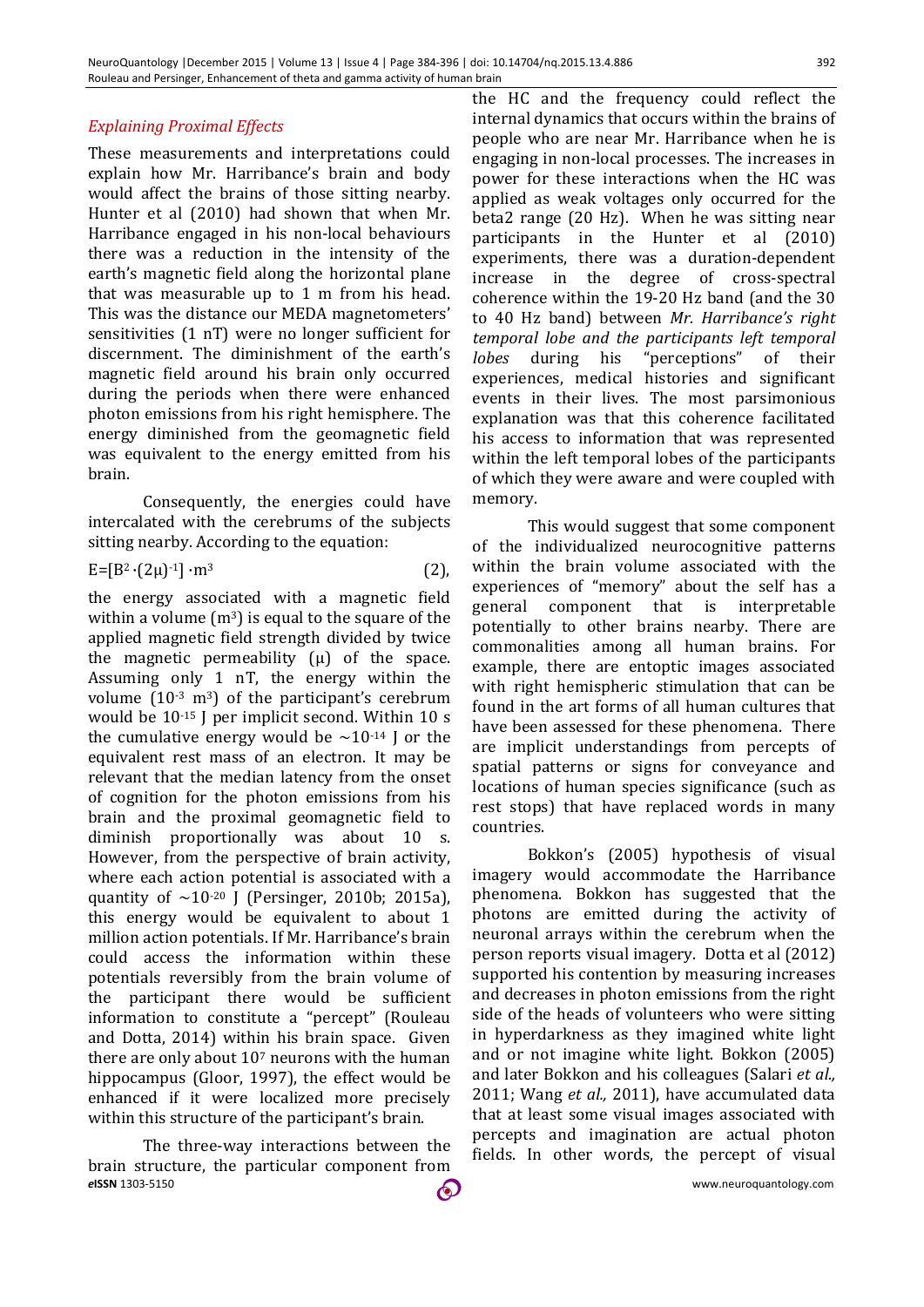### *Explaining Proximal Effects*

These measurements and interpretations could explain how Mr. Harribance's brain and body would affect the brains of those sitting nearby. Hunter et al (2010) had shown that when Mr. Harribance engaged in his non-local behaviours there was a reduction in the intensity of the earth's magnetic field along the horizontal plane that was measurable up to 1 m from his head. This was the distance our MEDA magnetometers' sensitivities (1 nT) were no longer sufficient for discernment. The diminishment of the earth's magnetic field around his brain only occurred during the periods when there were enhanced photon emissions from his right hemisphere. The energy diminished from the geomagnetic field was equivalent to the energy emitted from his brain.

Consequently, the energies could have intercalated with the cerebrums of the subjects sitting nearby. According to the equation:

$$E=[B^2 \cdot (2\mu)^{-1}] \cdot m^3 \quad (2),$$

the energy associated with a magnetic field within a volume ($m^3$) is equal to the square of the applied magnetic field strength divided by twice the magnetic permeability ($\mu$) of the space. Assuming only 1 nT, the energy within the volume ($10^{-3}$ $m^3$) of the participant's cerebrum would be $10^{-15}$ J per implicit second. Within 10 s the cumulative energy would be $\sim 10^{-14}$ J or the equivalent rest mass of an electron. It may be relevant that the median latency from the onset of cognition for the photon emissions from his brain and the proximal geomagnetic field to diminish proportionally was about 10 s. However, from the perspective of brain activity, where each action potential is associated with a quantity of $\sim 10^{-20}$ J (Persinger, 2010b; 2015a), this energy would be equivalent to about 1 million action potentials. If Mr. Harribance's brain could access the information within these potentials reversibly from the brain volume of the participant there would be sufficient information to constitute a "percept" (Rouleau and Dotta, 2014) within his brain space. Given there are only about $10^7$ neurons with the human hippocampus (Gloor, 1997), the effect would be enhanced if it were localized more precisely within this structure of the participant's brain.

The three-way interactions between the brain structure, the particular component from the HC and the frequency could reflect the internal dynamics that occurs within the brains of people who are near Mr. Harribance when he is engaging in non-local processes. The increases in power for these interactions when the HC was applied as weak voltages only occurred for the beta2 range (20 Hz). When he was sitting near participants in the Hunter et al (2010) experiments, there was a duration-dependent increase in the degree of cross-spectral coherence within the 19-20 Hz band (and the 30 to 40 Hz band) between *Mr. Harribance's right temporal lobe and the participants left temporal lobes* during his "perceptions" of their experiences, medical histories and significant events in their lives. The most parsimonious explanation was that this coherence facilitated his access to information that was represented within the left temporal lobes of the participants of which they were aware and were coupled with memory.

This would suggest that some component of the individualized neurocognitive patterns within the brain volume associated with the experiences of "memory" about the self has a general component that is interpretable potentially to other brains nearby. There are commonalities among all human brains. For example, there are entoptic images associated with right hemispheric stimulation that can be found in the art forms of all human cultures that have been assessed for these phenomena. There are implicit understandings from percepts of spatial patterns or signs for conveyance and locations of human species significance (such as rest stops) that have replaced words in many countries.

Bokkon's (2005) hypothesis of visual imagery would accommodate the Harribance phenomena. Bokkon has suggested that the photons are emitted during the activity of neuronal arrays within the cerebrum when the person reports visual imagery. Dotta et al (2012) supported his contention by measuring increases and decreases in photon emissions from the right side of the heads of volunteers who were sitting in hyperdarkness as they imagined white light and or not imagine white light. Bokkon (2005) and later Bokkon and his colleagues (Salari *et al.,* 2011; Wang *et al.,* 2011), have accumulated data that at least some visual images associated with percepts and imagination are actual photon fields. In other words, the percept of visual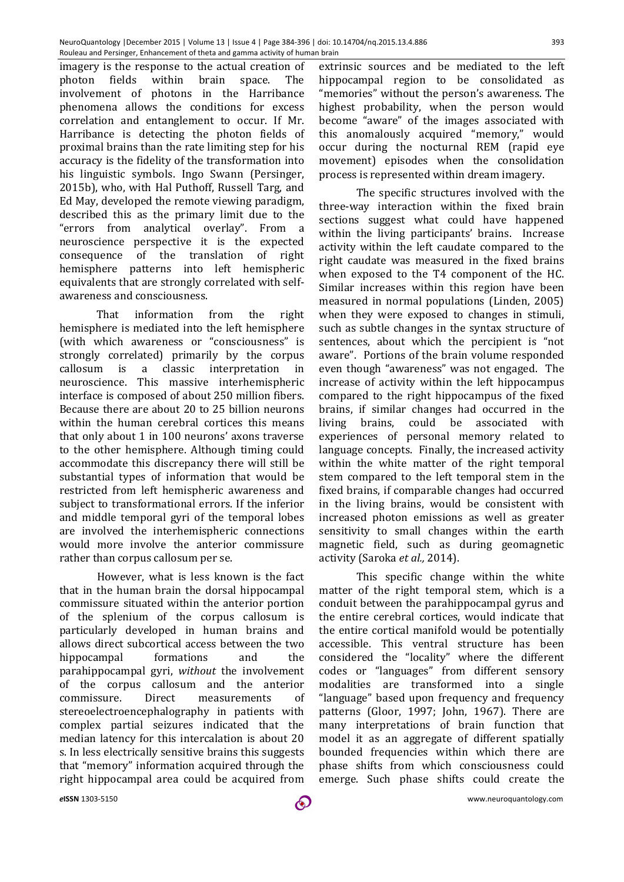imagery is the response to the actual creation of photon fields within brain space. The involvement of photons in the Harribance phenomena allows the conditions for excess correlation and entanglement to occur. If Mr. Harribance is detecting the photon fields of proximal brains than the rate limiting step for his accuracy is the fidelity of the transformation into his linguistic symbols. Ingo Swann (Persinger, 2015b), who, with Hal Puthoff, Russell Targ, and Ed May, developed the remote viewing paradigm, described this as the primary limit due to the "errors from analytical overlay". From a neuroscience perspective it is the expected consequence of the translation of right hemisphere patterns into left hemispheric equivalents that are strongly correlated with self-awareness and consciousness.

That information from the right hemisphere is mediated into the left hemisphere (with which awareness or "consciousness" is strongly correlated) primarily by the corpus callosum is a classic interpretation in neuroscience. This massive interhemispheric interface is composed of about 250 million fibers. Because there are about 20 to 25 billion neurons within the human cerebral cortices this means that only about 1 in 100 neurons' axons traverse to the other hemisphere. Although timing could accommodate this discrepancy there will still be substantial types of information that would be restricted from left hemispheric awareness and subject to transformational errors. If the inferior and middle temporal gyri of the temporal lobes are involved the interhemispheric connections would more involve the anterior commissure rather than corpus callosum per se.

However, what is less known is the fact that in the human brain the dorsal hippocampal commissure situated within the anterior portion of the splenium of the corpus callosum is particularly developed in human brains and allows direct subcortical access between the two hippocampal formations and the parahippocampal gyri, *without* the involvement of the corpus callosum and the anterior commissure. Direct measurements of stereoelectroencephalography in patients with complex partial seizures indicated that the median latency for this intercalation is about 20 s. In less electrically sensitive brains this suggests that "memory" information acquired through the right hippocampal area could be acquired from extrinsic sources and be mediated to the left hippocampal region to be consolidated as "memories" without the person's awareness. The highest probability, when the person would become "aware" of the images associated with this anomalously acquired "memory," would occur during the nocturnal REM (rapid eye movement) episodes when the consolidation process is represented within dream imagery.

The specific structures involved with the three-way interaction within the fixed brain sections suggest what could have happened within the living participants' brains. Increase activity within the left caudate compared to the right caudate was measured in the fixed brains when exposed to the T4 component of the HC. Similar increases within this region have been measured in normal populations (Linden, 2005) when they were exposed to changes in stimuli, such as subtle changes in the syntax structure of sentences, about which the percipient is "not aware". Portions of the brain volume responded even though "awareness" was not engaged. The increase of activity within the left hippocampus compared to the right hippocampus of the fixed brains, if similar changes had occurred in the living brains, could be associated with experiences of personal memory related to language concepts. Finally, the increased activity within the white matter of the right temporal stem compared to the left temporal stem in the fixed brains, if comparable changes had occurred in the living brains, would be consistent with increased photon emissions as well as greater sensitivity to small changes within the earth magnetic field, such as during geomagnetic activity (Saroka *et al.,* 2014).

This specific change within the white matter of the right temporal stem, which is a conduit between the parahippocampal gyrus and the entire cerebral cortices, would indicate that the entire cortical manifold would be potentially accessible. This ventral structure has been considered the "locality" where the different codes or "languages" from different sensory modalities are transformed into a single "language" based upon frequency and frequency patterns (Gloor, 1997; John, 1967). There are many interpretations of brain function that model it as an aggregate of different spatially bounded frequencies within which there are phase shifts from which consciousness could emerge. Such phase shifts could create the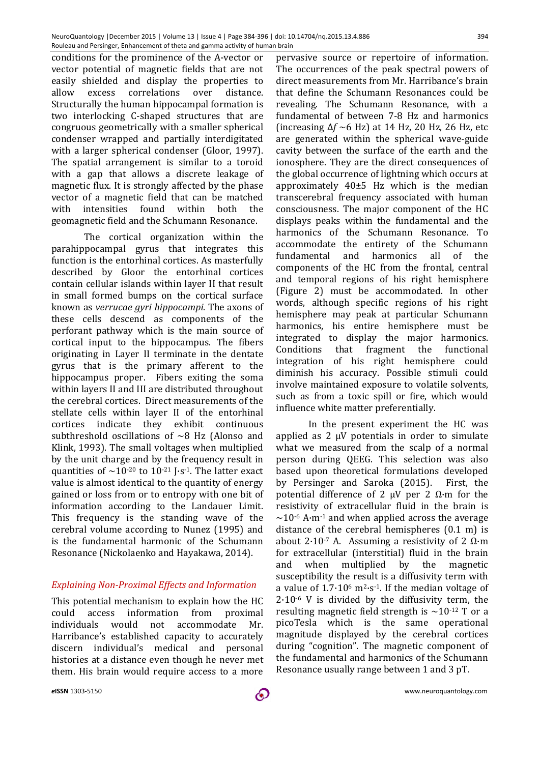conditions for the prominence of the A-vector or vector potential of magnetic fields that are not easily shielded and display the properties to allow excess correlations over distance. Structurally the human hippocampal formation is two interlocking C-shaped structures that are congruous geometrically with a smaller spherical condenser wrapped and partially interdigitated with a larger spherical condenser (Gloor, 1997). The spatial arrangement is similar to a toroid with a gap that allows a discrete leakage of magnetic flux. It is strongly affected by the phase vector of a magnetic field that can be matched with intensities found within both the geomagnetic field and the Schumann Resonance.

The cortical organization within the parahippocampal gyrus that integrates this function is the entorhinal cortices. As masterfully described by Gloor the entorhinal cortices contain cellular islands within layer II that result in small formed bumps on the cortical surface known as *verrucae gyri hippocampi*. The axons of these cells descend as components of the perforant pathway which is the main source of cortical input to the hippocampus. The fibers originating in Layer II terminate in the dentate gyrus that is the primary afferent to the hippocampus proper. Fibers exiting the soma within layers II and III are distributed throughout the cerebral cortices. Direct measurements of the stellate cells within layer II of the entorhinal cortices indicate they exhibit continuous subthreshold oscillations of ~8 Hz (Alonso and Klink, 1993). The small voltages when multiplied by the unit charge and by the frequency result in quantities of $\sim 10^{-20}$ to $10^{-21}$ $J \cdot s^{-1}$. The latter exact value is almost identical to the quantity of energy gained or loss from or to entropy with one bit of information according to the Landauer Limit. This frequency is the standing wave of the cerebral volume according to Nunez (1995) and is the fundamental harmonic of the Schumann Resonance (Nickolaenko and Hayakawa, 2014).

## *Explaining Non-Proximal Effects and Information*

This potential mechanism to explain how the HC could access information from proximal individuals would not accommodate Mr. Harribance's established capacity to accurately discern individual's medical and personal histories at a distance even though he never met them. His brain would require access to a more pervasive source or repertoire of information. The occurrences of the peak spectral powers of direct measurements from Mr. Harribance's brain that define the Schumann Resonances could be revealing. The Schumann Resonance, with a fundamental of between 7-8 Hz and harmonics (increasing $\Delta f \sim 6$ Hz) at 14 Hz, 20 Hz, 26 Hz, etc are generated within the spherical wave-guide cavity between the surface of the earth and the ionosphere. They are the direct consequences of the global occurrence of lightning which occurs at approximately 40±5 Hz which is the median transcerebral frequency associated with human consciousness. The major component of the HC displays peaks within the fundamental and the harmonics of the Schumann Resonance. To accommodate the entirety of the Schumann fundamental and harmonics all of the components of the HC from the frontal, central and temporal regions of his right hemisphere (Figure 2) must be accommodated. In other words, although specific regions of his right hemisphere may peak at particular Schumann harmonics, his entire hemisphere must be integrated to display the major harmonics. Conditions that fragment the functional integration of his right hemisphere could diminish his accuracy. Possible stimuli could involve maintained exposure to volatile solvents, such as from a toxic spill or fire, which would influence white matter preferentially.

In the present experiment the HC was applied as 2 μV potentials in order to simulate what we measured from the scalp of a normal person during QEEG. This selection was also based upon theoretical formulations developed by Persinger and Saroka (2015). First, the potential difference of 2 μV per 2 $\Omega \cdot m$ for the resistivity of extracellular fluid in the brain is $\sim 10^{-6}$ $A \cdot m^{-1}$ and when applied across the average distance of the cerebral hemispheres (0.1 m) is about $2 \cdot 10^{-7}$ A. Assuming a resistivity of 2 $\Omega \cdot m$ for extracellular (interstitial) fluid in the brain and when multiplied by the magnetic susceptibility the result is a diffusivity term with a value of $1.7 \cdot 10^{6}$ $m^2 \cdot s^{-1}$. If the median voltage of $2 \cdot 10^{-6}$ V is divided by the diffusivity term, the resulting magnetic field strength is $\sim 10^{-12}$ T or a picoTesla which is the same operational magnitude displayed by the cerebral cortices during "cognition". The magnetic component of the fundamental and harmonics of the Schumann Resonance usually range between 1 and 3 pT.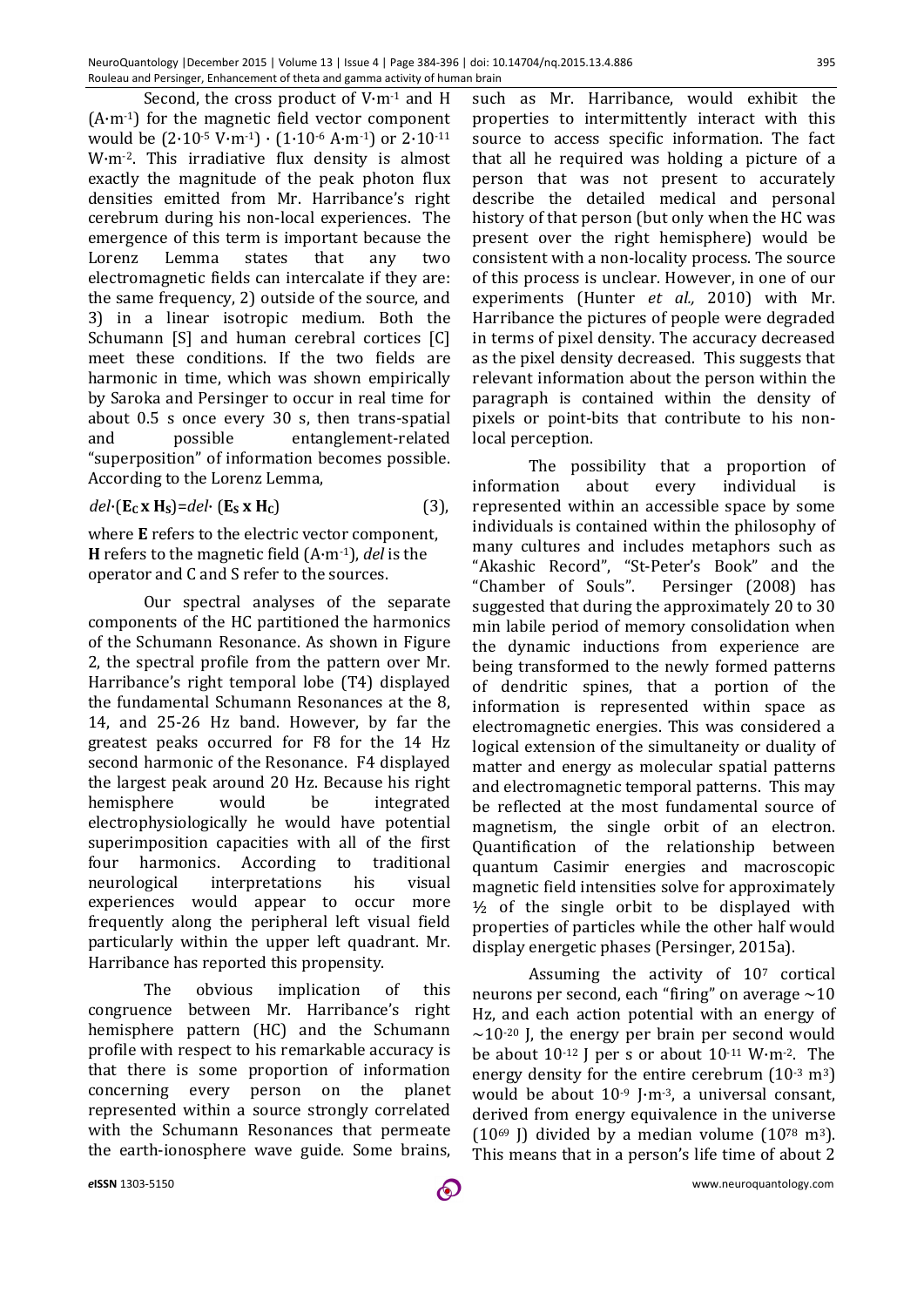Second, the cross product of $V \cdot m^{-1}$ and H ($A \cdot m^{-1}$) for the magnetic field vector component would be ($2 \cdot 10^{-5}$ $V \cdot m^{-1}$) $\cdot$ ($1 \cdot 10^{-6}$ $A \cdot m^{-1}$) or $2 \cdot 10^{-11}$ $W \cdot m^{-2}$. This irradiative flux density is almost exactly the magnitude of the peak photon flux densities emitted from Mr. Harribance's right cerebrum during his non-local experiences. The emergence of this term is important because the Lorenz Lemma states that any two electromagnetic fields can intercalate if they are: the same frequency, 2) outside of the source, and 3) in a linear isotropic medium. Both the Schumann [S] and human cerebral cortices [C] meet these conditions. If the two fields are harmonic in time, which was shown empirically by Saroka and Persinger to occur in real time for about 0.5 s once every 30 s, then trans-spatial and possible entanglement-related "superposition" of information becomes possible. According to the Lorenz Lemma,

$$del \cdot (\mathbf{E_C} \times \mathbf{H_S}) = del \cdot (\mathbf{E_S} \times \mathbf{H_C}) \qquad (3),$$

where **E** refers to the electric vector component, **H** refers to the magnetic field ($A \cdot m^{-1}$), *del* is the operator and C and S refer to the sources.

Our spectral analyses of the separate components of the HC partitioned the harmonics of the Schumann Resonance. As shown in Figure 2, the spectral profile from the pattern over Mr. Harribance's right temporal lobe (T4) displayed the fundamental Schumann Resonances at the 8, 14, and 25-26 Hz band. However, by far the greatest peaks occurred for F8 for the 14 Hz second harmonic of the Resonance. F4 displayed the largest peak around 20 Hz. Because his right hemisphere would be integrated electrophysiologically he would have potential superimposition capacities with all of the first four harmonics. According to traditional neurological interpretations his visual experiences would appear to occur more frequently along the peripheral left visual field particularly within the upper left quadrant. Mr. Harribance has reported this propensity.

The obvious implication of this congruence between Mr. Harribance's right hemisphere pattern (HC) and the Schumann profile with respect to his remarkable accuracy is that there is some proportion of information concerning every person on the planet represented within a source strongly correlated with the Schumann Resonances that permeate the earth-ionosphere wave guide. Some brains, such as Mr. Harribance, would exhibit the properties to intermittently interact with this source to access specific information. The fact that all he required was holding a picture of a person that was not present to accurately describe the detailed medical and personal history of that person (but only when the HC was present over the right hemisphere) would be consistent with a non-locality process. The source of this process is unclear. However, in one of our experiments (Hunter *et al.,* 2010) with Mr. Harribance the pictures of people were degraded in terms of pixel density. The accuracy decreased as the pixel density decreased. This suggests that relevant information about the person within the paragraph is contained within the density of pixels or point-bits that contribute to his non-local perception.

The possibility that a proportion of information about every individual is represented within an accessible space by some individuals is contained within the philosophy of many cultures and includes metaphors such as "Akashic Record", "St-Peter's Book" and the "Chamber of Souls". Persinger (2008) has suggested that during the approximately 20 to 30 min labile period of memory consolidation when the dynamic inductions from experience are being transformed to the newly formed patterns of dendritic spines, that a portion of the information is represented within space as electromagnetic energies. This was considered a logical extension of the simultaneity or duality of matter and energy as molecular spatial patterns and electromagnetic temporal patterns. This may be reflected at the most fundamental source of magnetism, the single orbit of an electron. Quantification of the relationship between quantum Casimir energies and macroscopic magnetic field intensities solve for approximately ½ of the single orbit to be displayed with properties of particles while the other half would display energetic phases (Persinger, 2015a).

Assuming the activity of $10^{7}$ cortical neurons per second, each "firing" on average ~10 Hz, and each action potential with an energy of ~$10^{-20}$ J, the energy per brain per second would be about $10^{-12}$ J per s or about $10^{-11}$ $W \cdot m^{-2}$. The energy density for the entire cerebrum ($10^{-3}$ $m^{3}$) would be about $10^{-9}$ $J \cdot m^{-3}$, a universal consant, derived from energy equivalence in the universe ($10^{69}$ J) divided by a median volume ($10^{78}$ $m^{3}$). This means that in a person's life time of about 2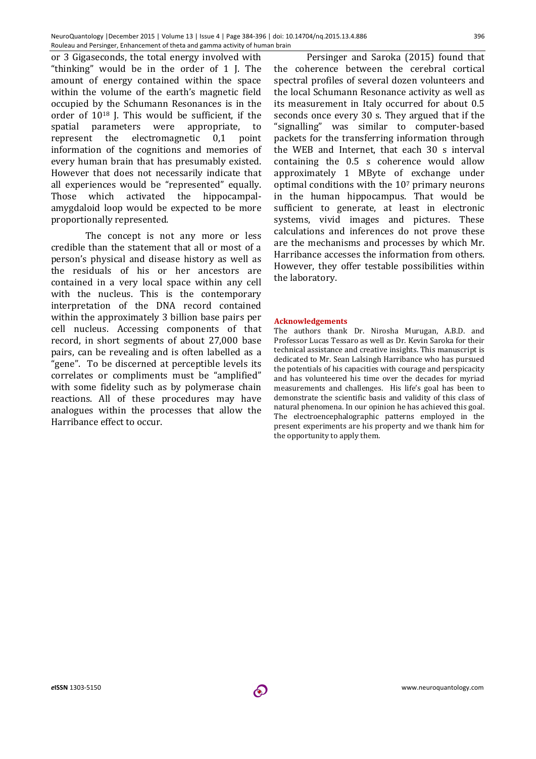or 3 Gigaseconds, the total energy involved with "thinking" would be in the order of 1 J. The amount of energy contained within the space within the volume of the earth's magnetic field occupied by the Schumann Resonances is in the order of $10^{18}$ J. This would be sufficient, if the spatial parameters were appropriate, to represent the electromagnetic 0,1 point information of the cognitions and memories of every human brain that has presumably existed. However that does not necessarily indicate that all experiences would be "represented" equally. Those which activated the hippocampal-amygdaloid loop would be expected to be more proportionally represented.

The concept is not any more or less credible than the statement that all or most of a person's physical and disease history as well as the residuals of his or her ancestors are contained in a very local space within any cell with the nucleus. This is the contemporary interpretation of the DNA record contained within the approximately 3 billion base pairs per cell nucleus. Accessing components of that record, in short segments of about 27,000 base pairs, can be revealing and is often labelled as a "gene". To be discerned at perceptible levels its correlates or compliments must be "amplified" with some fidelity such as by polymerase chain reactions. All of these procedures may have analogues within the processes that allow the Harribance effect to occur.

Persinger and Saroka (2015) found that the coherence between the cerebral cortical spectral profiles of several dozen volunteers and the local Schumann Resonance activity as well as its measurement in Italy occurred for about 0.5 seconds once every 30 s. They argued that if the "signalling" was similar to computer-based packets for the transferring information through the WEB and Internet, that each 30 s interval containing the 0.5 s coherence would allow approximately 1 MByte of exchange under optimal conditions with the $10^7$ primary neurons in the human hippocampus. That would be sufficient to generate, at least in electronic systems, vivid images and pictures. These calculations and inferences do not prove these are the mechanisms and processes by which Mr. Harribance accesses the information from others. However, they offer testable possibilities within the laboratory.

## Acknowledgements

The authors thank Dr. Nirosha Murugan, A.B.D. and Professor Lucas Tessaro as well as Dr. Kevin Saroka for their technical assistance and creative insights. This manuscript is dedicated to Mr. Sean Lalsingh Harribance who has pursued the potentials of his capacities with courage and perspicacity and has volunteered his time over the decades for myriad measurements and challenges. His life's goal has been to demonstrate the scientific basis and validity of this class of natural phenomena. In our opinion he has achieved this goal. The electroencephalographic patterns employed in the present experiments are his property and we thank him for the opportunity to apply them.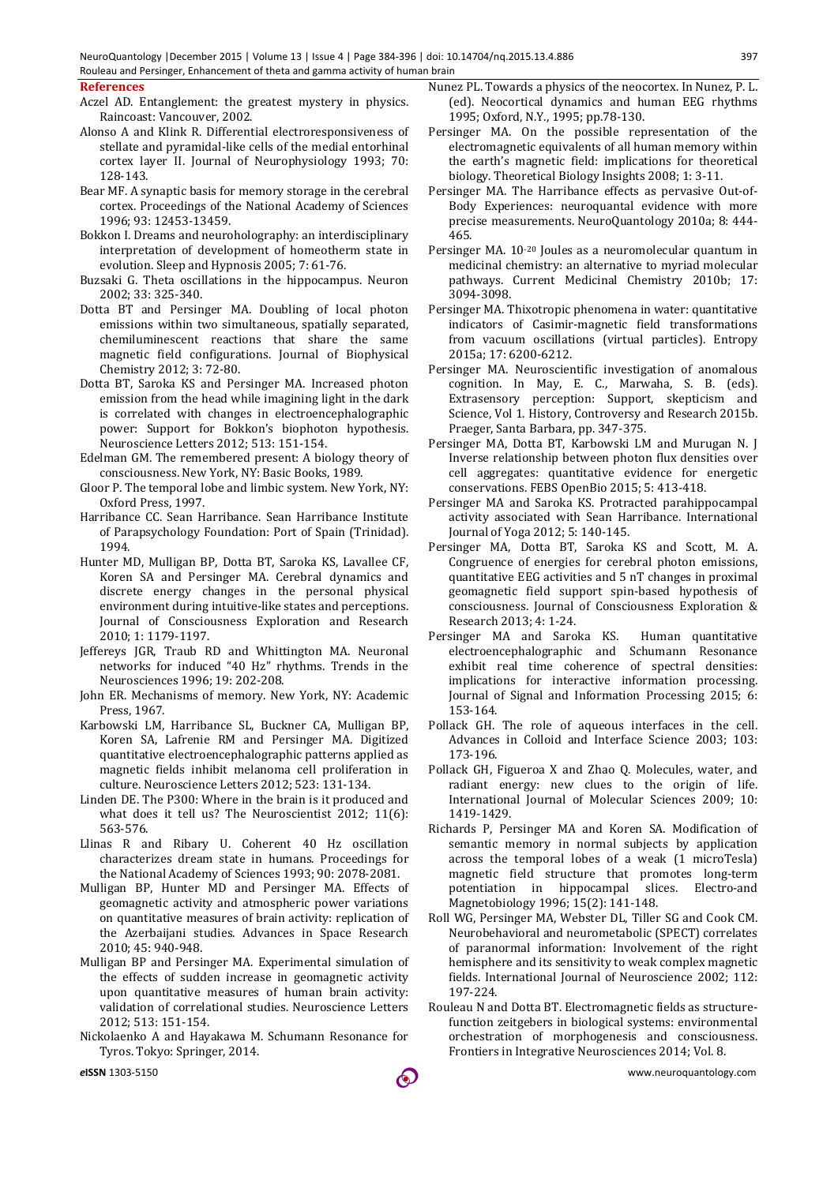## References

Aczel AD. Entanglement: the greatest mystery in physics. Raincoast: Vancouver, 2002.

Alonso A and Klink R. Differential electroresponsiveness of stellate and pyramidal-like cells of the medial entorhinal cortex layer II. Journal of Neurophysiology 1993; 70: 128-143.

Bear MF. A synaptic basis for memory storage in the cerebral cortex. Proceedings of the National Academy of Sciences 1996; 93: 12453-13459.

Bokkon I. Dreams and neuroholography: an interdisciplinary interpretation of development of homeotherm state in evolution. Sleep and Hypnosis 2005; 7: 61-76.

Buzsaki G. Theta oscillations in the hippocampus. Neuron 2002; 33: 325-340.

Dotta BT and Persinger MA. Doubling of local photon emissions within two simultaneous, spatially separated, chemiluminescent reactions that share the same magnetic field configurations. Journal of Biophysical Chemistry 2012; 3: 72-80.

Dotta BT, Saroka KS and Persinger MA. Increased photon emission from the head while imagining light in the dark is correlated with changes in electroencephalographic power: Support for Bokkon's biophoton hypothesis. Neuroscience Letters 2012; 513: 151-154.

Edelman GM. The remembered present: A biology theory of consciousness. New York, NY: Basic Books, 1989.

Gloor P. The temporal lobe and limbic system. New York, NY: Oxford Press, 1997.

Harribance CC. Sean Harribance. Sean Harribance Institute of Parapsychology Foundation: Port of Spain (Trinidad). 1994.

Hunter MD, Mulligan BP, Dotta BT, Saroka KS, Lavallee CF, Koren SA and Persinger MA. Cerebral dynamics and discrete energy changes in the personal physical environment during intuitive-like states and perceptions. Journal of Consciousness Exploration and Research 2010; 1: 1179-1197.

Jeffereys JGR, Traub RD and Whittington MA. Neuronal networks for induced "40 Hz" rhythms. Trends in the Neurosciences 1996; 19: 202-208.

John ER. Mechanisms of memory. New York, NY: Academic Press, 1967.

Karbowski LM, Harribance SL, Buckner CA, Mulligan BP, Koren SA, Lafrenie RM and Persinger MA. Digitized quantitative electroencephalographic patterns applied as magnetic fields inhibit melanoma cell proliferation in culture. Neuroscience Letters 2012; 523: 131-134.

Linden DE. The P300: Where in the brain is it produced and what does it tell us? The Neuroscientist 2012; 11(6): 563-576.

Llinas R and Ribary U. Coherent 40 Hz oscillation characterizes dream state in humans. Proceedings for the National Academy of Sciences 1993; 90: 2078-2081.

Mulligan BP, Hunter MD and Persinger MA. Effects of geomagnetic activity and atmospheric power variations on quantitative measures of brain activity: replication of the Azerbaijani studies. Advances in Space Research 2010; 45: 940-948.

Mulligan BP and Persinger MA. Experimental simulation of the effects of sudden increase in geomagnetic activity upon quantitative measures of human brain activity: validation of correlational studies. Neuroscience Letters 2012; 513: 151-154.

Nickolaenko A and Hayakawa M. Schumann Resonance for Tyros. Tokyo: Springer, 2014.

Nunez PL. Towards a physics of the neocortex. In Nunez, P. L. (ed). Neocortical dynamics and human EEG rhythms 1995; Oxford, N.Y., 1995; pp.78-130.

Persinger MA. On the possible representation of the electromagnetic equivalents of all human memory within the earth's magnetic field: implications for theoretical biology. Theoretical Biology Insights 2008; 1: 3-11.

Persinger MA. The Harribance effects as pervasive Out-of-Body Experiences: neuroquantal evidence with more precise measurements. NeuroQuantology 2010a; 8: 444-465.

Persinger MA. $10^{-20}$ Joules as a neuromolecular quantum in medicinal chemistry: an alternative to myriad molecular pathways. Current Medicinal Chemistry 2010b; 17: 3094-3098.

Persinger MA. Thixotropic phenomena in water: quantitative indicators of Casimir-magnetic field transformations from vacuum oscillations (virtual particles). Entropy 2015a; 17: 6200-6212.

Persinger MA. Neuroscientific investigation of anomalous cognition. In May, E. C., Marwaha, S. B. (eds). Extrasensory perception: Support, skepticism and Science, Vol 1. History, Controversy and Research 2015b. Praeger, Santa Barbara, pp. 347-375.

Persinger MA, Dotta BT, Karbowski LM and Murugan N. J Inverse relationship between photon flux densities over cell aggregates: quantitative evidence for energetic conservations. FEBS OpenBio 2015; 5: 413-418.

Persinger MA and Saroka KS. Protracted parahippocampal activity associated with Sean Harribance. International Journal of Yoga 2012; 5: 140-145.

Persinger MA, Dotta BT, Saroka KS and Scott, M. A. Congruence of energies for cerebral photon emissions, quantitative EEG activities and 5 nT changes in proximal geomagnetic field support spin-based hypothesis of consciousness. Journal of Consciousness Exploration & Research 2013; 4: 1-24.

Persinger MA and Saroka KS. Human quantitative electroencephalographic and Schumann Resonance exhibit real time coherence of spectral densities: implications for interactive information processing. Journal of Signal and Information Processing 2015; 6: 153-164.

Pollack GH. The role of aqueous interfaces in the cell. Advances in Colloid and Interface Science 2003; 103: 173-196.

Pollack GH, Figueroa X and Zhao Q. Molecules, water, and radiant energy: new clues to the origin of life. International Journal of Molecular Sciences 2009; 10: 1419-1429.

Richards P, Persinger MA and Koren SA. Modification of semantic memory in normal subjects by application across the temporal lobes of a weak (1 microTesla) magnetic field structure that promotes long-term potentiation in hippocampal slices. Electro-and Magnetobiology 1996; 15(2): 141-148.

Roll WG, Persinger MA, Webster DL, Tiller SG and Cook CM. Neurobehavioral and neurometabolic (SPECT) correlates of paranormal information: Involvement of the right hemisphere and its sensitivity to weak complex magnetic fields. International Journal of Neuroscience 2002; 112: 197-224.

Rouleau N and Dotta BT. Electromagnetic fields as structure-function zeitgebers in biological systems: environmental orchestration of morphogenesis and consciousness. Frontiers in Integrative Neurosciences 2014; Vol. 8.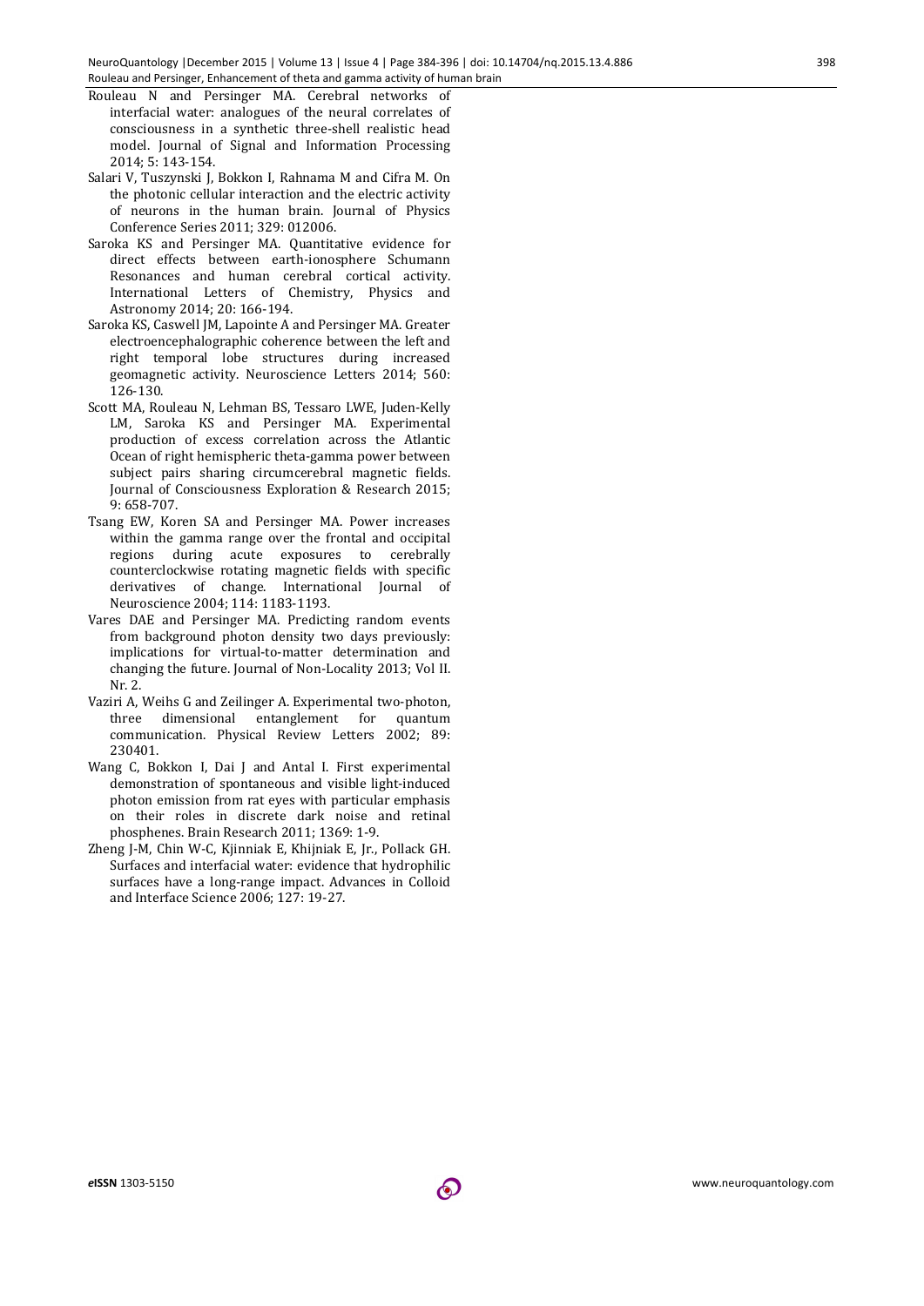Rouleau N and Persinger MA. Cerebral networks of interfacial water: analogues of the neural correlates of consciousness in a synthetic three-shell realistic head model. Journal of Signal and Information Processing 2014; 5: 143-154.

Salari V, Tuszynski J, Bokkon I, Rahnama M and Cifra M. On the photonic cellular interaction and the electric activity of neurons in the human brain. Journal of Physics Conference Series 2011; 329: 012006.

Saroka KS and Persinger MA. Quantitative evidence for direct effects between earth-ionosphere Schumann Resonances and human cerebral cortical activity. International Letters of Chemistry, Physics and Astronomy 2014; 20: 166-194.

Saroka KS, Caswell JM, Lapointe A and Persinger MA. Greater electroencephalographic coherence between the left and right temporal lobe structures during increased geomagnetic activity. Neuroscience Letters 2014; 560: 126-130.

Scott MA, Rouleau N, Lehman BS, Tessaro LWE, Juden-Kelly LM, Saroka KS and Persinger MA. Experimental production of excess correlation across the Atlantic Ocean of right hemispheric theta-gamma power between subject pairs sharing circumcerebral magnetic fields. Journal of Consciousness Exploration & Research 2015; 9: 658-707.

Tsang EW, Koren SA and Persinger MA. Power increases within the gamma range over the frontal and occipital regions during acute exposures to cerebrally counterclockwise rotating magnetic fields with specific derivatives of change. International Journal of Neuroscience 2004; 114: 1183-1193.

Vares DAE and Persinger MA. Predicting random events from background photon density two days previously: implications for virtual-to-matter determination and changing the future. Journal of Non-Locality 2013; Vol II. Nr. 2.

Vaziri A, Weihs G and Zeilinger A. Experimental two-photon, three dimensional entanglement for quantum communication. Physical Review Letters 2002; 89: 230401.

Wang C, Bokkon I, Dai J and Antal I. First experimental demonstration of spontaneous and visible light-induced photon emission from rat eyes with particular emphasis on their roles in discrete dark noise and retinal phosphenes. Brain Research 2011; 1369: 1-9.

Zheng J-M, Chin W-C, Kjinniak E, Khijniak E, Jr., Pollack GH. Surfaces and interfacial water: evidence that hydrophilic surfaces have a long-range impact. Advances in Colloid and Interface Science 2006; 127: 19-27.